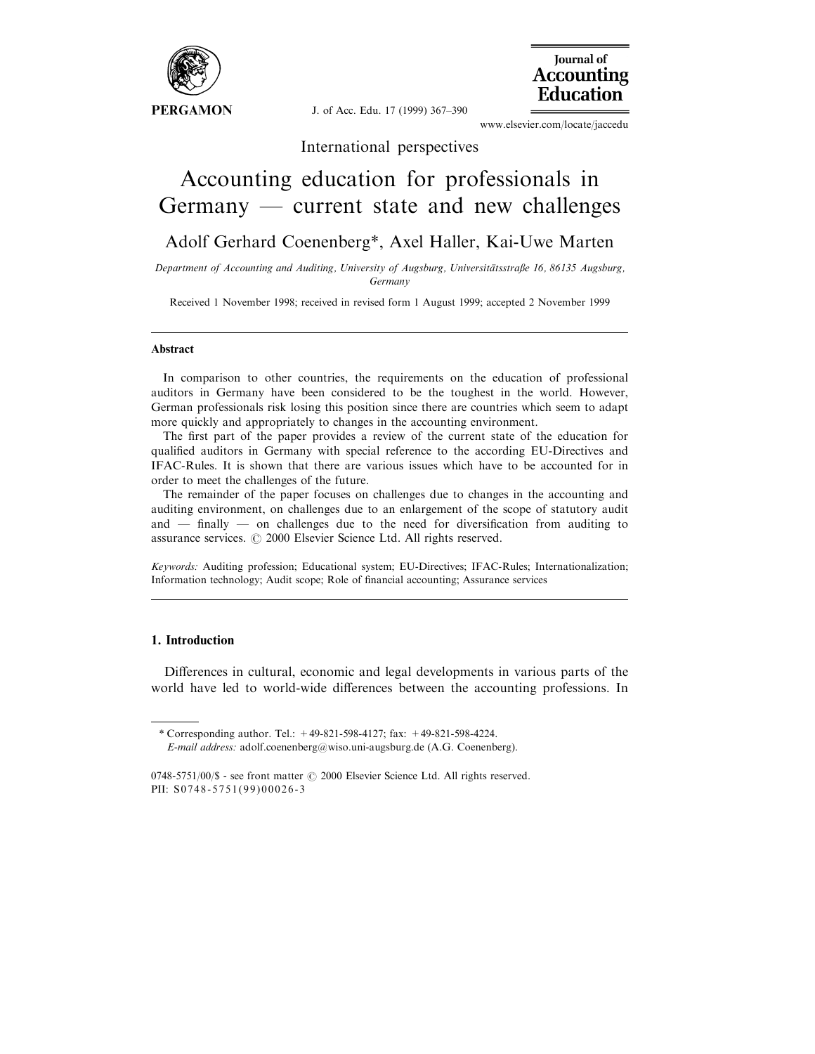International perspectives

# Accounting education for professionals in Germany — current state and new challenges

Adolf Gerhard Coenenberg*, Axel Haller, Kai-Uwe Marten

*Department of Accounting and Auditing, University of Augsburg, Universitätsstraße 16, 86135 Augsburg, Germany*

Received 1 November 1998; received in revised form 1 August 1999; accepted 2 November 1999

---

## Abstract

In comparison to other countries, the requirements on the education of professional auditors in Germany have been considered to be the toughest in the world. However, German professionals risk losing this position since there are countries which seem to adapt more quickly and appropriately to changes in the accounting environment.

The first part of the paper provides a review of the current state of the education for qualified auditors in Germany with special reference to the according EU-Directives and IFAC-Rules. It is shown that there are various issues which have to be accounted for in order to meet the challenges of the future.

The remainder of the paper focuses on challenges due to changes in the accounting and auditing environment, on challenges due to an enlargement of the scope of statutory audit and — finally — on challenges due to the need for diversification from auditing to assurance services. © 2000 Elsevier Science Ltd. All rights reserved.

*Keywords:* Auditing profession; Educational system; EU-Directives; IFAC-Rules; Internationalization; Information technology; Audit scope; Role of financial accounting; Assurance services

---

## 1. Introduction

Differences in cultural, economic and legal developments in various parts of the world have led to world-wide differences between the accounting professions. In

---

\* Corresponding author. Tel.: +49-821-598-4127; fax: +49-821-598-4224.
*E-mail address:* adolf.coenenberg@wiso.uni-augsburg.de (A.G. Coenenberg).

0748-5751/00/$ - see front matter © 2000 Elsevier Science Ltd. All rights reserved.
PII: S0748-5751(99)00026-3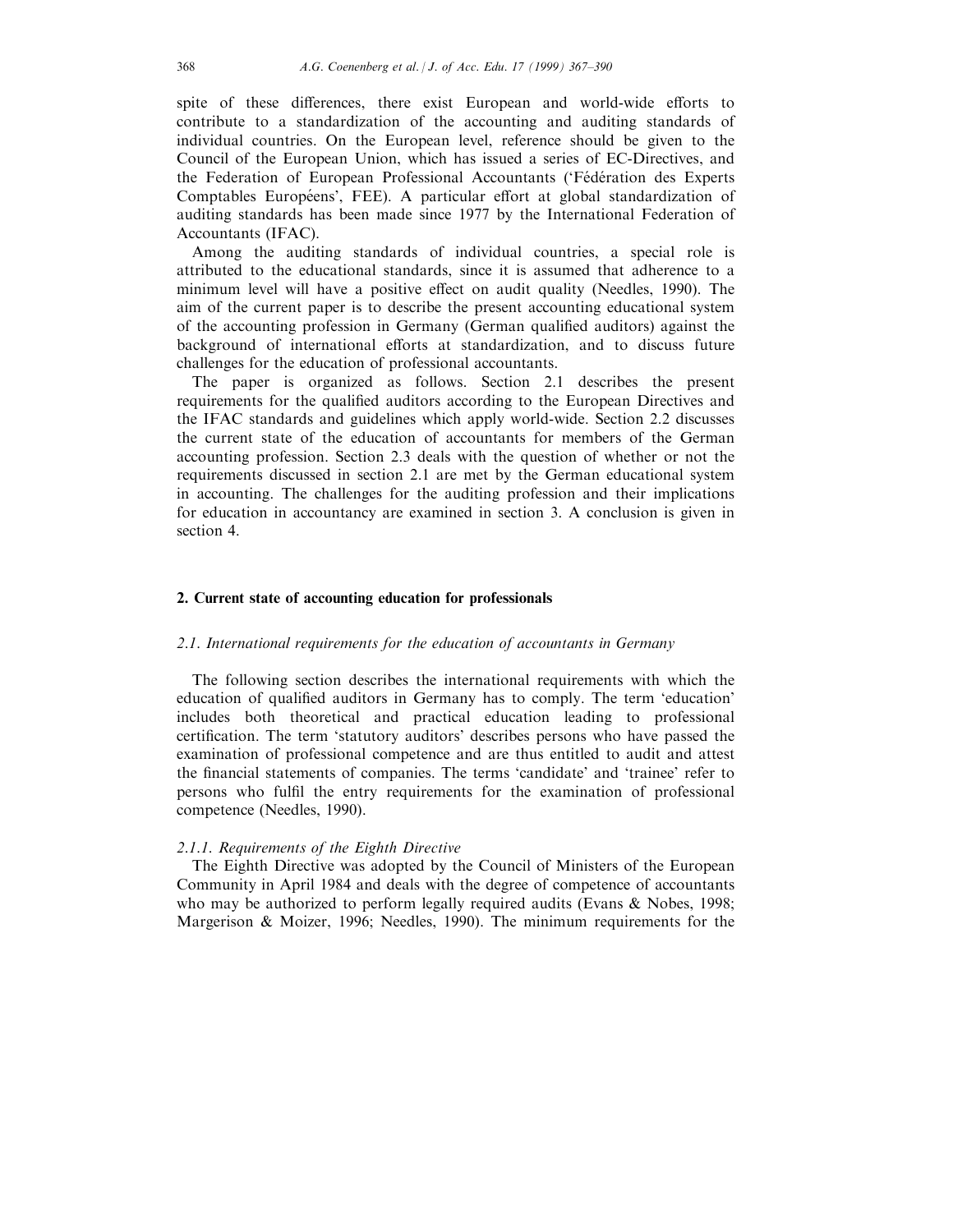spite of these differences, there exist European and world-wide efforts to contribute to a standardization of the accounting and auditing standards of individual countries. On the European level, reference should be given to the Council of the European Union, which has issued a series of EC-Directives, and the Federation of European Professional Accountants ('Fédération des Experts Comptables Européens', FEE). A particular effort at global standardization of auditing standards has been made since 1977 by the International Federation of Accountants (IFAC).

Among the auditing standards of individual countries, a special role is attributed to the educational standards, since it is assumed that adherence to a minimum level will have a positive effect on audit quality (Needles, 1990). The aim of the current paper is to describe the present accounting educational system of the accounting profession in Germany (German qualified auditors) against the background of international efforts at standardization, and to discuss future challenges for the education of professional accountants.

The paper is organized as follows. Section 2.1 describes the present requirements for the qualified auditors according to the European Directives and the IFAC standards and guidelines which apply world-wide. Section 2.2 discusses the current state of the education of accountants for members of the German accounting profession. Section 2.3 deals with the question of whether or not the requirements discussed in section 2.1 are met by the German educational system in accounting. The challenges for the auditing profession and their implications for education in accountancy are examined in section 3. A conclusion is given in section 4.

## 2. Current state of accounting education for professionals

### *2.1. International requirements for the education of accountants in Germany*

The following section describes the international requirements with which the education of qualified auditors in Germany has to comply. The term 'education' includes both theoretical and practical education leading to professional certification. The term 'statutory auditors' describes persons who have passed the examination of professional competence and are thus entitled to audit and attest the financial statements of companies. The terms 'candidate' and 'trainee' refer to persons who fulfil the entry requirements for the examination of professional competence (Needles, 1990).

#### *2.1.1. Requirements of the Eighth Directive*

The Eighth Directive was adopted by the Council of Ministers of the European Community in April 1984 and deals with the degree of competence of accountants who may be authorized to perform legally required audits (Evans & Nobes, 1998; Margerison & Moizer, 1996; Needles, 1990). The minimum requirements for the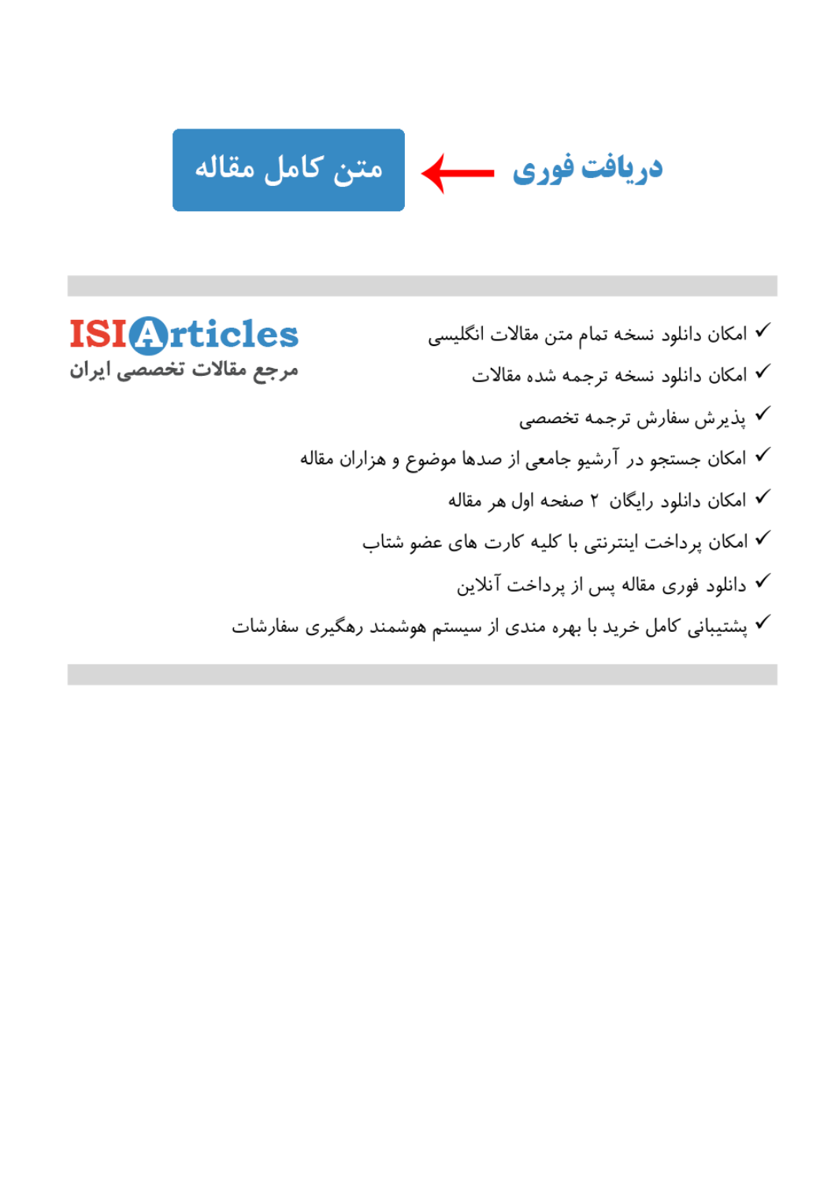دریافت فوری ← متن کامل مقاله

**ISIArticles**
مرجع مقالات تخصصی ایران

- ✓ امکان دانلود نسخه تمام متن مقالات انگلیسی
- ✓ امکان دانلود نسخه ترجمه شده مقالات
- ✓ پذیرش سفارش ترجمه تخصصی
- ✓ امکان جستجو در آرشیو جامعی از صدها موضوع و هزاران مقاله
- ✓ امکان دانلود رایگان ۲ صفحه اول هر مقاله
- ✓ امکان پرداخت اینترنتی با کلیه کارت های عضو شتاب
- ✓ دانلود فوری مقاله پس از پرداخت آنلاین
- ✓ پشتیبانی کامل خرید با بهره مندی از سیستم هوشمند رهگیری سفارشات